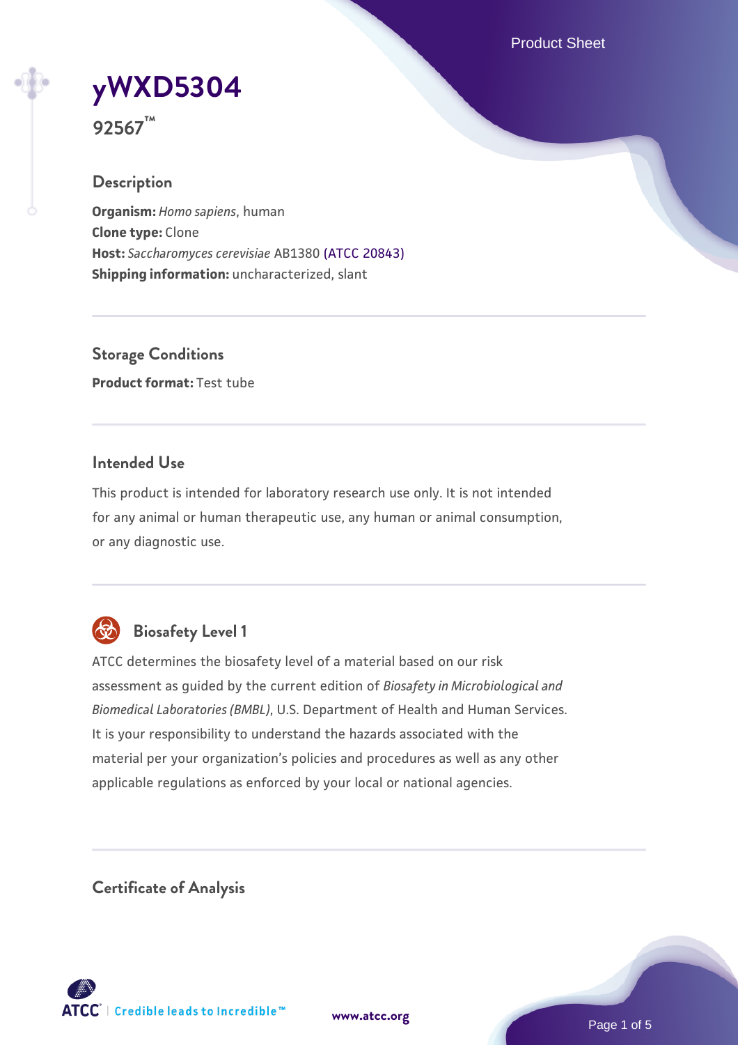# yWXD5304

**92567™**

## Description

**Organism:** *Homo sapiens*, human
**Clone type:** Clone
**Host:** *Saccharomyces cerevisiae* AB1380 (ATCC 20843)
**Shipping information:** uncharacterized, slant

## Storage Conditions

**Product format:** Test tube

## Intended Use

This product is intended for laboratory research use only. It is not intended for any animal or human therapeutic use, any human or animal consumption, or any diagnostic use.

## Biosafety Level 1

ATCC determines the biosafety level of a material based on our risk assessment as guided by the current edition of *Biosafety in Microbiological and Biomedical Laboratories (BMBL)*, U.S. Department of Health and Human Services. It is your responsibility to understand the hazards associated with the material per your organization's policies and procedures as well as any other applicable regulations as enforced by your local or national agencies.

## Certificate of Analysis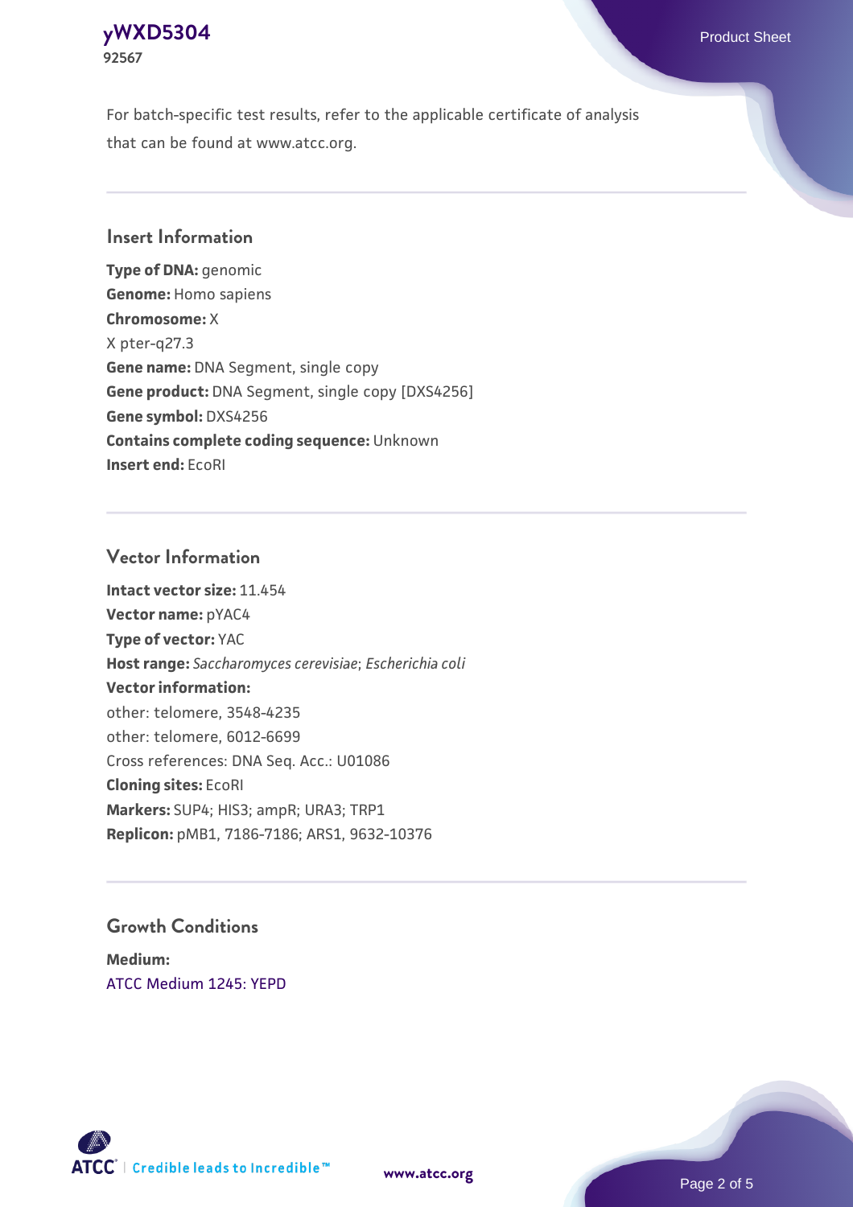For batch-specific test results, refer to the applicable certificate of analysis that can be found at www.atcc.org.

## Insert Information

**Type of DNA:** genomic
**Genome:** Homo sapiens
**Chromosome:** X
X pter-q27.3
**Gene name:** DNA Segment, single copy
**Gene product:** DNA Segment, single copy [DXS4256]
**Gene symbol:** DXS4256
**Contains complete coding sequence:** Unknown
**Insert end:** EcoRI

## Vector Information

**Intact vector size:** 11.454
**Vector name:** pYAC4
**Type of vector:** YAC
**Host range:** *Saccharomyces cerevisiae*; *Escherichia coli*
**Vector information:**
other: telomere, 3548-4235
other: telomere, 6012-6699
Cross references: DNA Seq. Acc.: U01086
**Cloning sites:** EcoRI
**Markers:** SUP4; HIS3; ampR; URA3; TRP1
**Replicon:** pMB1, 7186-7186; ARS1, 9632-10376

## Growth Conditions

**Medium:**
ATCC Medium 1245: YEPD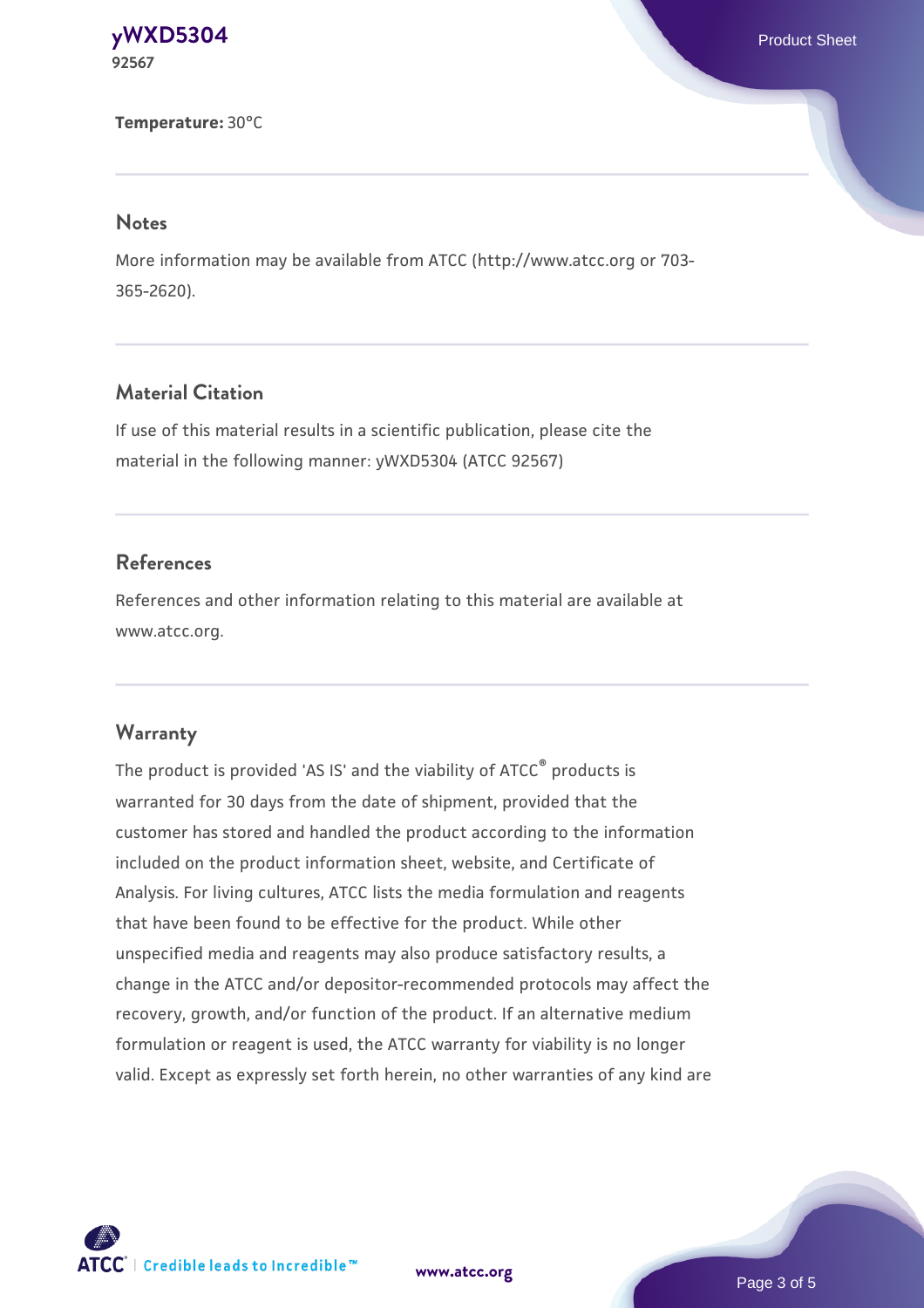**Temperature:** 30°C

## Notes

More information may be available from ATCC (http://www.atcc.org or 703-365-2620).

## Material Citation

If use of this material results in a scientific publication, please cite the material in the following manner: yWXD5304 (ATCC 92567)

## References

References and other information relating to this material are available at www.atcc.org.

## Warranty

The product is provided 'AS IS' and the viability of ATCC® products is warranted for 30 days from the date of shipment, provided that the customer has stored and handled the product according to the information included on the product information sheet, website, and Certificate of Analysis. For living cultures, ATCC lists the media formulation and reagents that have been found to be effective for the product. While other unspecified media and reagents may also produce satisfactory results, a change in the ATCC and/or depositor-recommended protocols may affect the recovery, growth, and/or function of the product. If an alternative medium formulation or reagent is used, the ATCC warranty for viability is no longer valid. Except as expressly set forth herein, no other warranties of any kind are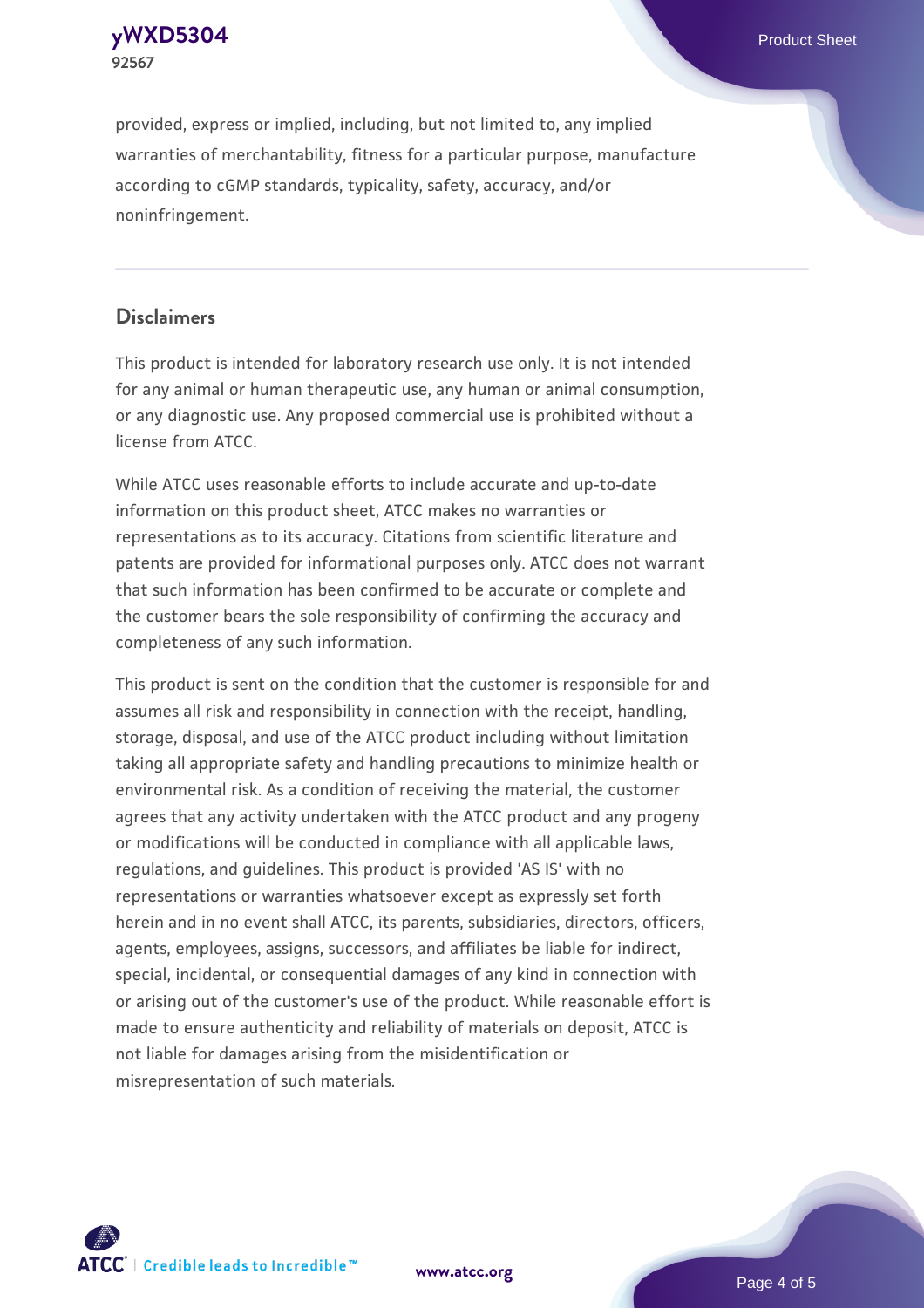provided, express or implied, including, but not limited to, any implied warranties of merchantability, fitness for a particular purpose, manufacture according to cGMP standards, typicality, safety, accuracy, and/or noninfringement.

## Disclaimers

This product is intended for laboratory research use only. It is not intended for any animal or human therapeutic use, any human or animal consumption, or any diagnostic use. Any proposed commercial use is prohibited without a license from ATCC.

While ATCC uses reasonable efforts to include accurate and up-to-date information on this product sheet, ATCC makes no warranties or representations as to its accuracy. Citations from scientific literature and patents are provided for informational purposes only. ATCC does not warrant that such information has been confirmed to be accurate or complete and the customer bears the sole responsibility of confirming the accuracy and completeness of any such information.

This product is sent on the condition that the customer is responsible for and assumes all risk and responsibility in connection with the receipt, handling, storage, disposal, and use of the ATCC product including without limitation taking all appropriate safety and handling precautions to minimize health or environmental risk. As a condition of receiving the material, the customer agrees that any activity undertaken with the ATCC product and any progeny or modifications will be conducted in compliance with all applicable laws, regulations, and guidelines. This product is provided 'AS IS' with no representations or warranties whatsoever except as expressly set forth herein and in no event shall ATCC, its parents, subsidiaries, directors, officers, agents, employees, assigns, successors, and affiliates be liable for indirect, special, incidental, or consequential damages of any kind in connection with or arising out of the customer's use of the product. While reasonable effort is made to ensure authenticity and reliability of materials on deposit, ATCC is not liable for damages arising from the misidentification or misrepresentation of such materials.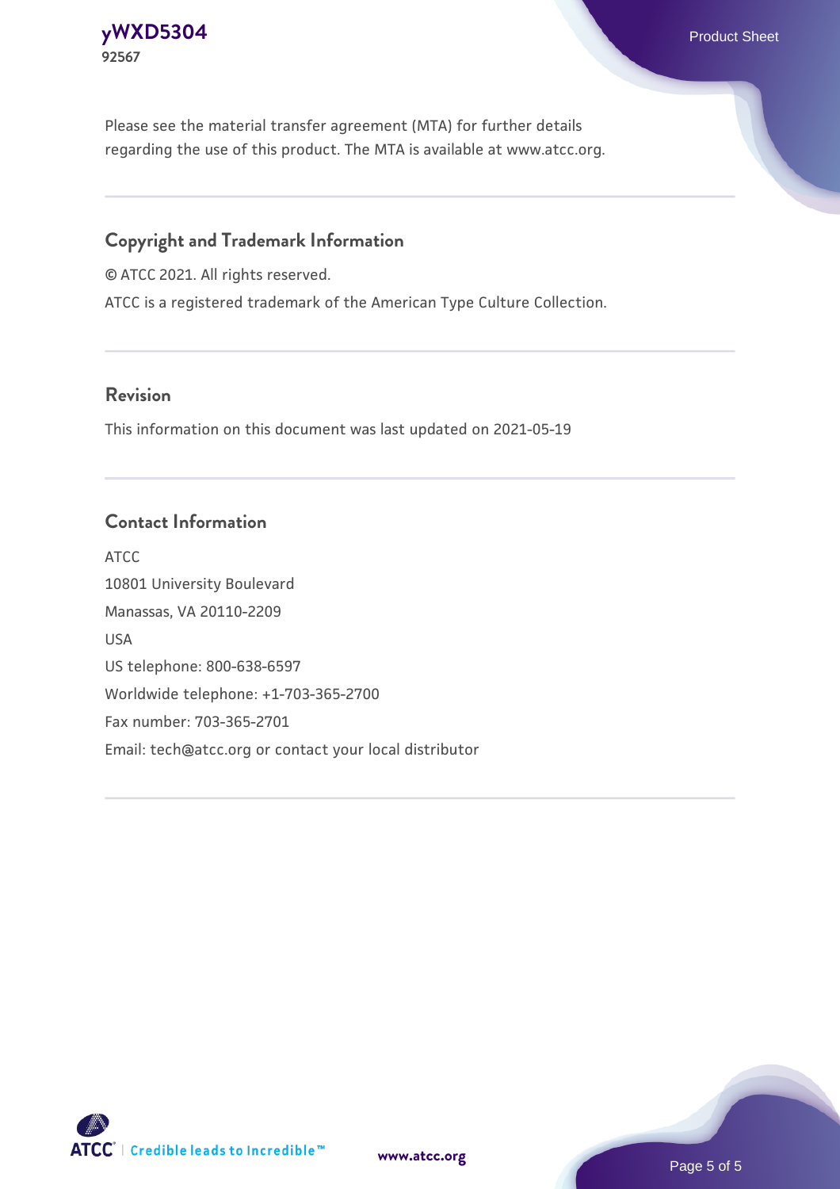Please see the material transfer agreement (MTA) for further details regarding the use of this product. The MTA is available at www.atcc.org.

## Copyright and Trademark Information

© ATCC 2021. All rights reserved.

ATCC is a registered trademark of the American Type Culture Collection.

## Revision

This information on this document was last updated on 2021-05-19

## Contact Information

ATCC
10801 University Boulevard
Manassas, VA 20110-2209
USA
US telephone: 800-638-6597
Worldwide telephone: +1-703-365-2700
Fax number: 703-365-2701
Email: tech@atcc.org or contact your local distributor